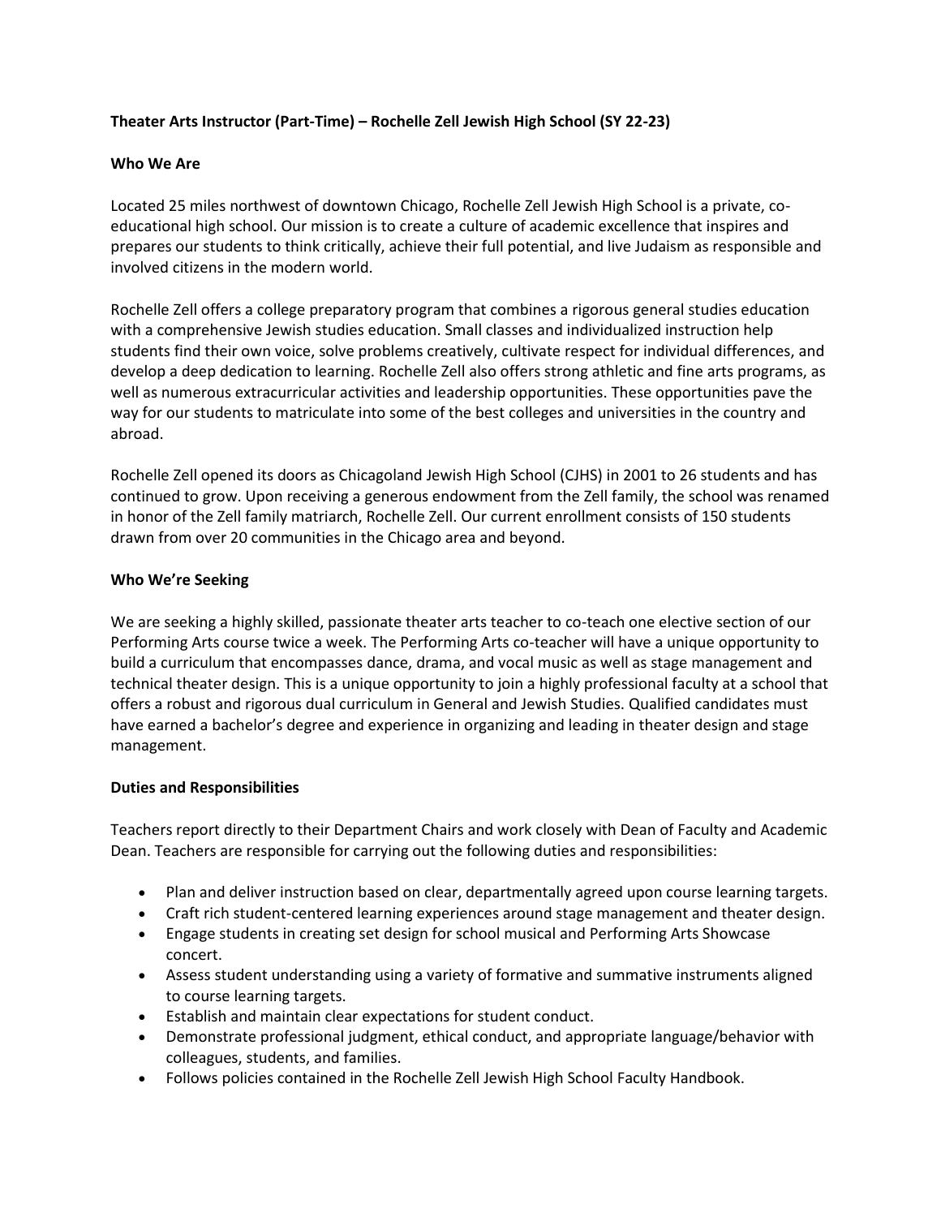**Theater Arts Instructor (Part-Time) – Rochelle Zell Jewish High School (SY 22-23)**

**Who We Are**

Located 25 miles northwest of downtown Chicago, Rochelle Zell Jewish High School is a private, co-educational high school. Our mission is to create a culture of academic excellence that inspires and prepares our students to think critically, achieve their full potential, and live Judaism as responsible and involved citizens in the modern world.

Rochelle Zell offers a college preparatory program that combines a rigorous general studies education with a comprehensive Jewish studies education. Small classes and individualized instruction help students find their own voice, solve problems creatively, cultivate respect for individual differences, and develop a deep dedication to learning. Rochelle Zell also offers strong athletic and fine arts programs, as well as numerous extracurricular activities and leadership opportunities. These opportunities pave the way for our students to matriculate into some of the best colleges and universities in the country and abroad.

Rochelle Zell opened its doors as Chicagoland Jewish High School (CJHS) in 2001 to 26 students and has continued to grow. Upon receiving a generous endowment from the Zell family, the school was renamed in honor of the Zell family matriarch, Rochelle Zell. Our current enrollment consists of 150 students drawn from over 20 communities in the Chicago area and beyond.

**Who We're Seeking**

We are seeking a highly skilled, passionate theater arts teacher to co-teach one elective section of our Performing Arts course twice a week. The Performing Arts co-teacher will have a unique opportunity to build a curriculum that encompasses dance, drama, and vocal music as well as stage management and technical theater design. This is a unique opportunity to join a highly professional faculty at a school that offers a robust and rigorous dual curriculum in General and Jewish Studies. Qualified candidates must have earned a bachelor's degree and experience in organizing and leading in theater design and stage management.

**Duties and Responsibilities**

Teachers report directly to their Department Chairs and work closely with Dean of Faculty and Academic Dean. Teachers are responsible for carrying out the following duties and responsibilities:

- Plan and deliver instruction based on clear, departmentally agreed upon course learning targets.
- Craft rich student-centered learning experiences around stage management and theater design.
- Engage students in creating set design for school musical and Performing Arts Showcase concert.
- Assess student understanding using a variety of formative and summative instruments aligned to course learning targets.
- Establish and maintain clear expectations for student conduct.
- Demonstrate professional judgment, ethical conduct, and appropriate language/behavior with colleagues, students, and families.
- Follows policies contained in the Rochelle Zell Jewish High School Faculty Handbook.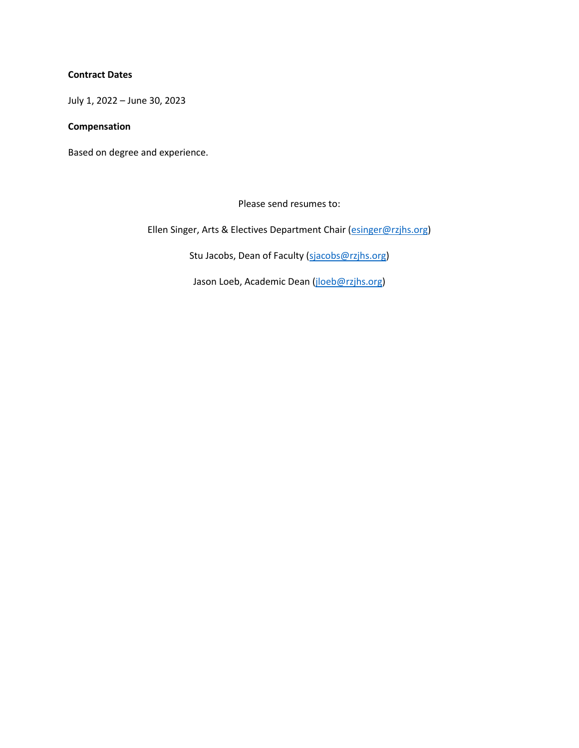**Contract Dates**

July 1, 2022 – June 30, 2023

**Compensation**

Based on degree and experience.

Please send resumes to:

Ellen Singer, Arts & Electives Department Chair (esinger@rzjhs.org)

Stu Jacobs, Dean of Faculty (sjacobs@rzjhs.org)

Jason Loeb, Academic Dean (jloeb@rzjhs.org)